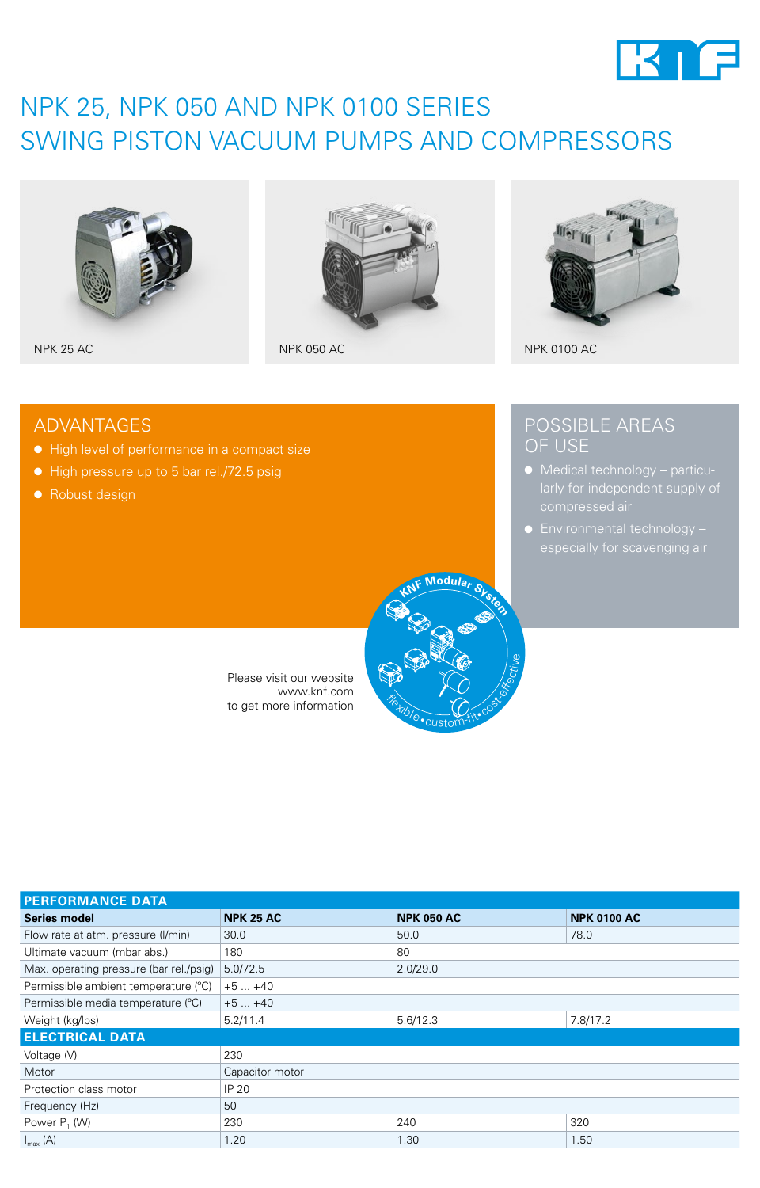# NPK 25, NPK 050 AND NPK 0100 SERIES SWING PISTON VACUUM PUMPS AND COMPRESSORS

NPK 25 AC

NPK 050 AC

NPK 0100 AC

## ADVANTAGES

- High level of performance in a compact size
- High pressure up to 5 bar rel./72.5 psig
- Robust design

## POSSIBLE AREAS OF USE

- Medical technology – particularly for independent supply of compressed air
- Environmental technology – especially for scavenging air

Please visit our website
www.knf.com
to get more information

KNF Modular System
flexible • custom-fit • cost-effective

| PERFORMANCE DATA | | | |
|---|---|---|---|
| **Series model** | **NPK 25 AC** | **NPK 050 AC** | **NPK 0100 AC** |
| Flow rate at atm. pressure (l/min) | 30.0 | 50.0 | 78.0 |
| Ultimate vacuum (mbar abs.) | 180 | 80 | |
| Max. operating pressure (bar rel./psig) | 5.0/72.5 | 2.0/29.0 | |
| Permissible ambient temperature (°C) | +5 ... +40 | | |
| Permissible media temperature (°C) | +5 ... +40 | | |
| Weight (kg/lbs) | 5.2/11.4 | 5.6/12.3 | 7.8/17.2 |
| **ELECTRICAL DATA** | | | |
| Voltage (V) | 230 | | |
| Motor | Capacitor motor | | |
| Protection class motor | IP 20 | | |
| Frequency (Hz) | 50 | | |
| Power $P_1$ (W) | 230 | 240 | 320 |
| $I_{max}$ (A) | 1.20 | 1.30 | 1.50 |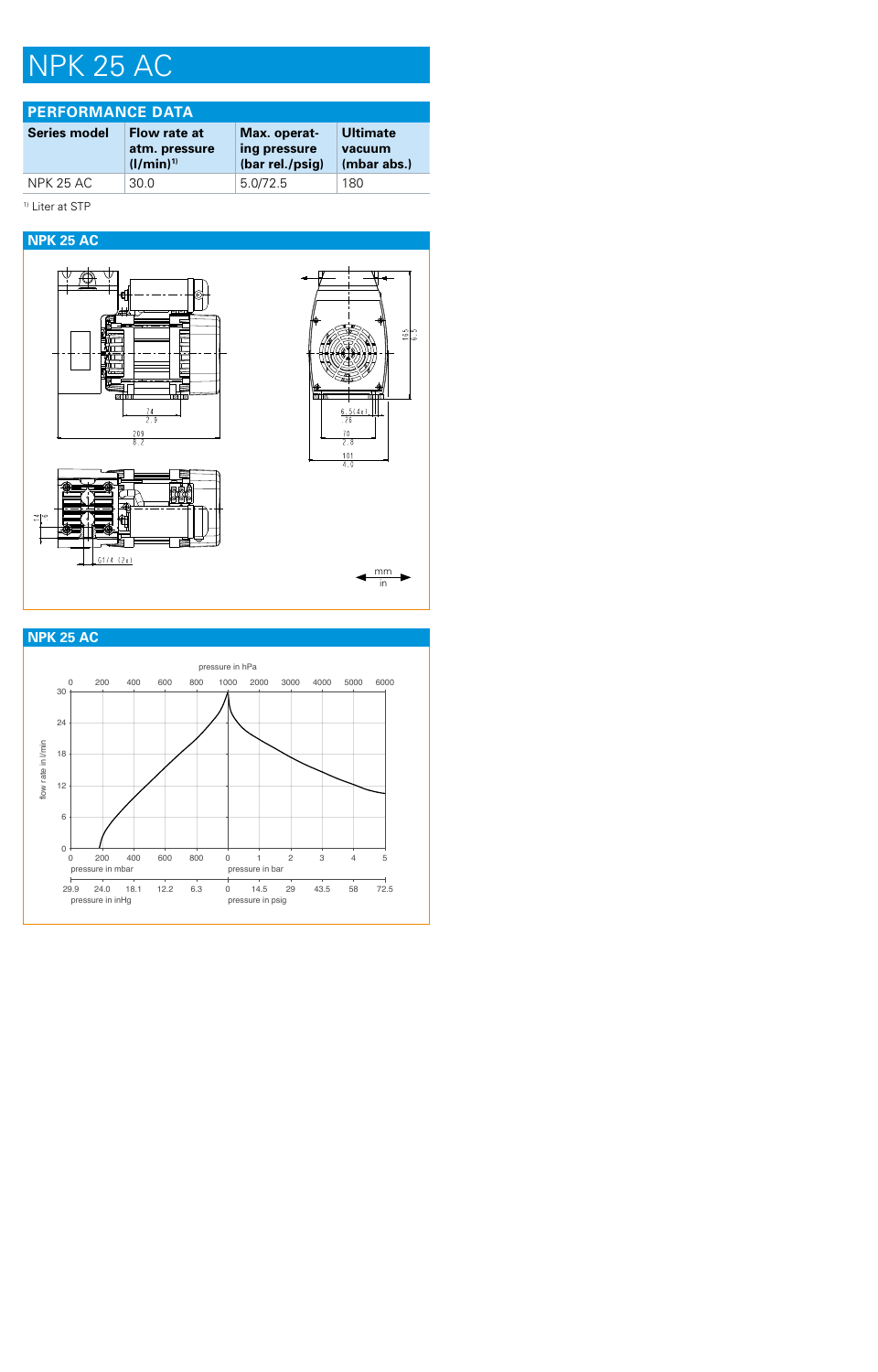# NPK 25 AC

## PERFORMANCE DATA

| Series model | Flow rate at atm. pressure (l/min)[1] | Max. operating pressure (bar rel./psig) | Ultimate vacuum (mbar abs.) |
|---|---|---|---|
| NPK 25 AC | 30.0 | 5.0/72.5 | 180 |

[1] Liter at STP

## NPK 25 AC

## NPK 25 AC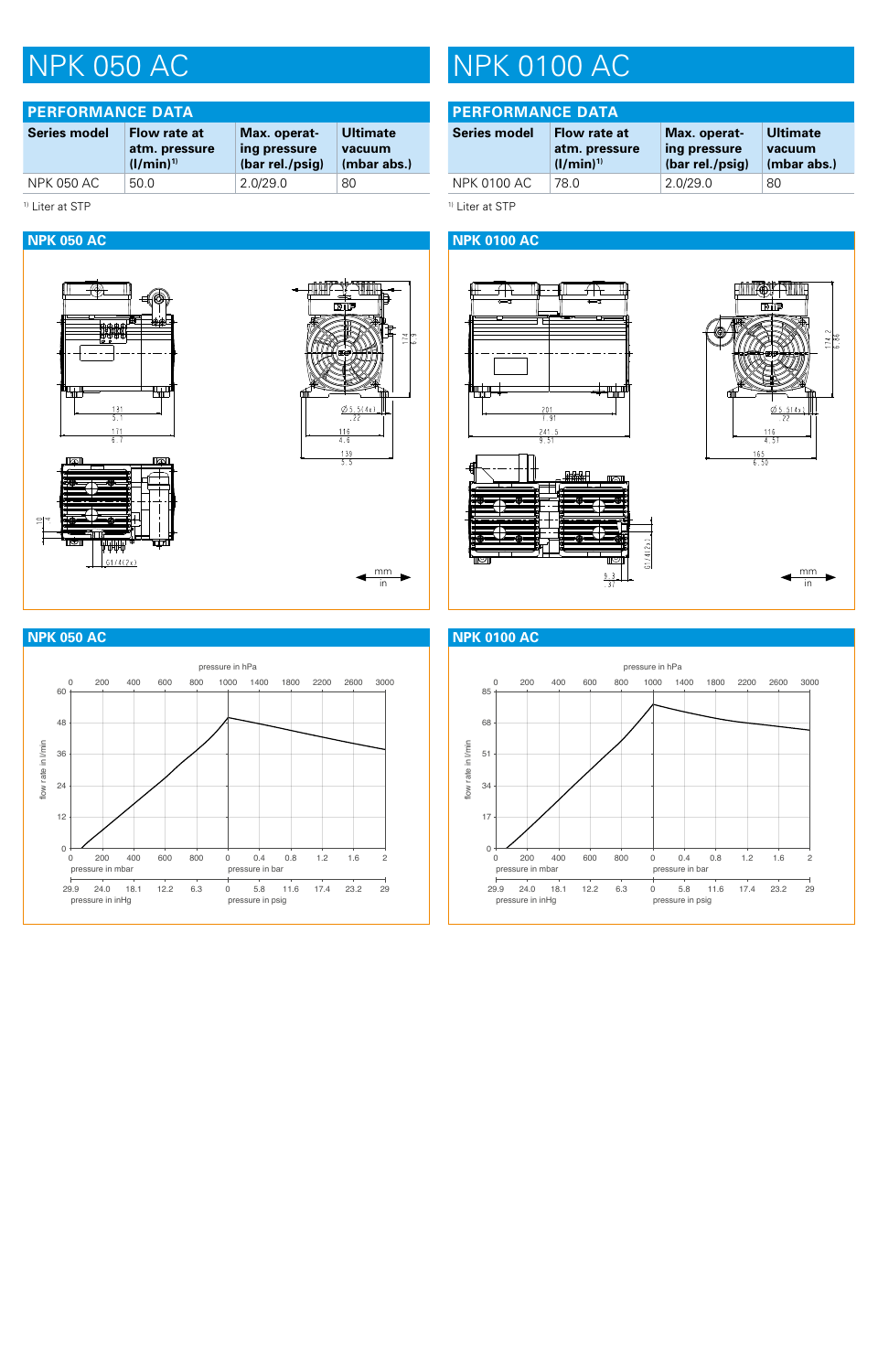# NPK 050 AC

## PERFORMANCE DATA

| Series model | Flow rate at atm. pressure (l/min)[1] | Max. operating pressure (bar rel./psig) | Ultimate vacuum (mbar abs.) |
|---|---|---|---|
| NPK 050 AC | 50.0 | 2.0/29.0 | 80 |

[1] Liter at STP

## NPK 050 AC

131
5.1

171
6.7

174
6.9

Ø5.5(4x)
.22

116
4.6

139
5.5

10
.4

G1/4(2x)

mm
in

## NPK 050 AC

pressure in hPa: 0, 200, 400, 600, 800, 1000, 1400, 1800, 2200, 2600, 3000

flow rate in l/min: 0, 12, 24, 36, 48, 60

pressure in mbar: 0, 200, 400, 600, 800

pressure in bar: 0, 0.4, 0.8, 1.2, 1.6, 2

pressure in inHg: 29.9, 24.0, 18.1, 12.2, 6.3

pressure in psig: 0, 5.8, 11.6, 17.4, 23.2, 29

# NPK 0100 AC

## PERFORMANCE DATA

| Series model | Flow rate at atm. pressure (l/min)[1] | Max. operating pressure (bar rel./psig) | Ultimate vacuum (mbar abs.) |
|---|---|---|---|
| NPK 0100 AC | 78.0 | 2.0/29.0 | 80 |

[1] Liter at STP

## NPK 0100 AC

201
7.91

241.5
9.51

174.2
6.86

Ø5.5(4x)
.22

116
4.57

165
6.50

9.3
.37

G1/4(2x)

mm
in

## NPK 0100 AC

pressure in hPa: 0, 200, 400, 600, 800, 1000, 1400, 1800, 2200, 2600, 3000

flow rate in l/min: 0, 17, 34, 51, 68, 85

pressure in mbar: 0, 200, 400, 600, 800

pressure in bar: 0, 0.4, 0.8, 1.2, 1.6, 2

pressure in inHg: 29.9, 24.0, 18.1, 12.2, 6.3

pressure in psig: 0, 5.8, 11.6, 17.4, 23.2, 29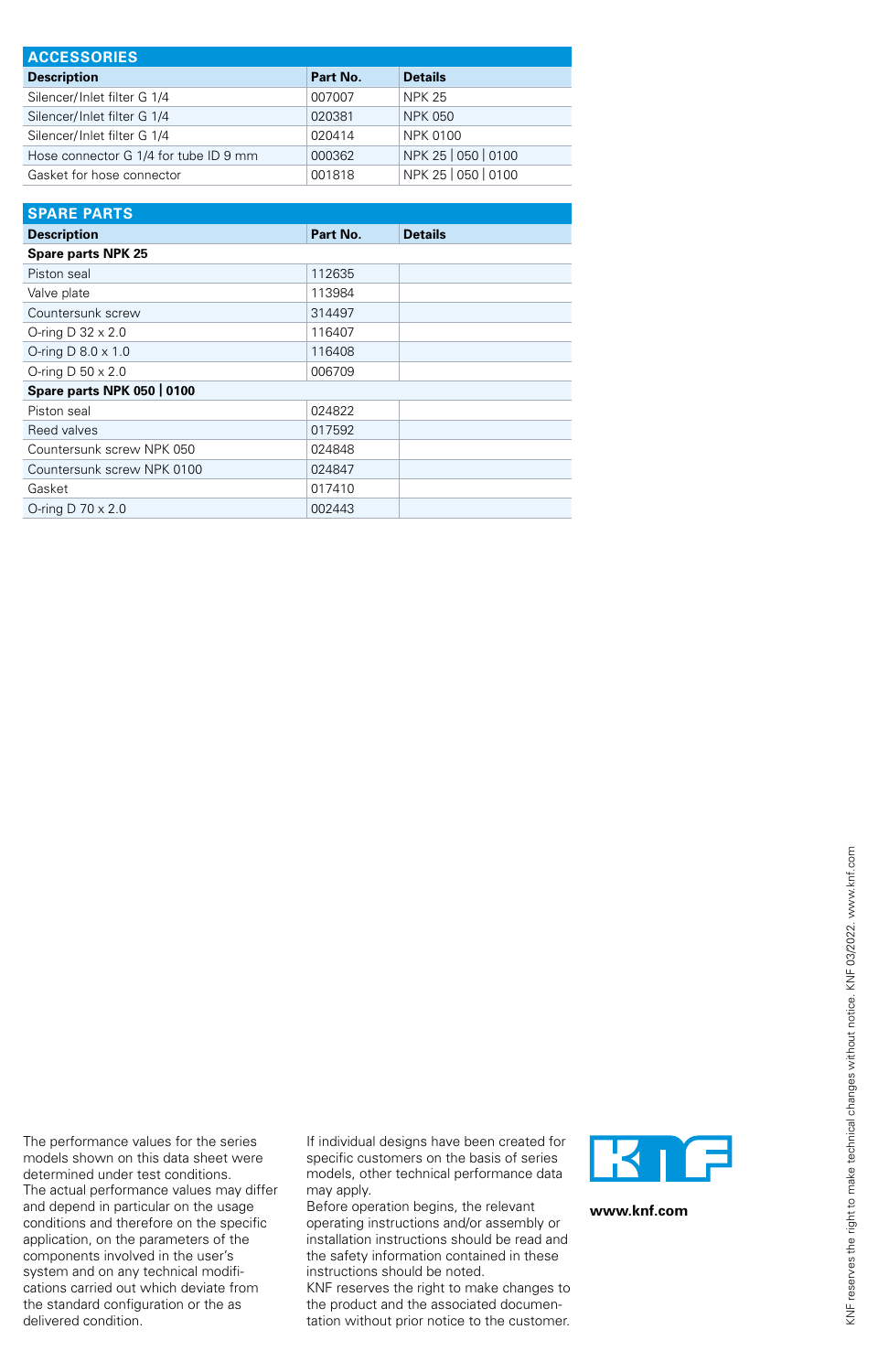## ACCESSORIES

| Description | Part No. | Details |
|---|---|---|
| Silencer/Inlet filter G 1/4 | 007007 | NPK 25 |
| Silencer/Inlet filter G 1/4 | 020381 | NPK 050 |
| Silencer/Inlet filter G 1/4 | 020414 | NPK 0100 |
| Hose connector G 1/4 for tube ID 9 mm | 000362 | NPK 25 \| 050 \| 0100 |
| Gasket for hose connector | 001818 | NPK 25 \| 050 \| 0100 |

## SPARE PARTS

| Description | Part No. | Details |
|---|---|---|
| **Spare parts NPK 25** | | |
| Piston seal | 112635 | |
| Valve plate | 113984 | |
| Countersunk screw | 314497 | |
| O-ring D 32 x 2.0 | 116407 | |
| O-ring D 8.0 x 1.0 | 116408 | |
| O-ring D 50 x 2.0 | 006709 | |
| **Spare parts NPK 050 \| 0100** | | |
| Piston seal | 024822 | |
| Reed valves | 017592 | |
| Countersunk screw NPK 050 | 024848 | |
| Countersunk screw NPK 0100 | 024847 | |
| Gasket | 017410 | |
| O-ring D 70 x 2.0 | 002443 | |

The performance values for the series models shown on this data sheet were determined under test conditions. The actual performance values may differ and depend in particular on the usage conditions and therefore on the specific application, on the parameters of the components involved in the user's system and on any technical modifications carried out which deviate from the standard configuration or the as delivered condition.

If individual designs have been created for specific customers on the basis of series models, other technical performance data may apply.
Before operation begins, the relevant operating instructions and/or assembly or installation instructions should be read and the safety information contained in these instructions should be noted.
KNF reserves the right to make changes to the product and the associated documentation without prior notice to the customer.

KNF

**www.knf.com**

KNF reserves the right to make technical changes without notice. KNF 03/2022. www.knf.com